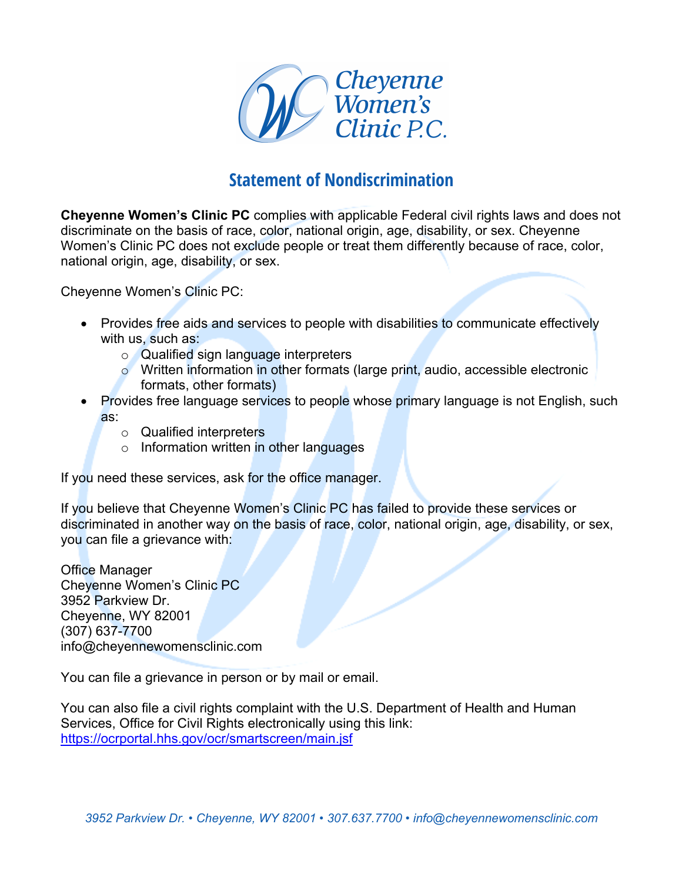# Statement of Nondiscrimination

**Cheyenne Women's Clinic PC** complies with applicable Federal civil rights laws and does not discriminate on the basis of race, color, national origin, age, disability, or sex. Cheyenne Women's Clinic PC does not exclude people or treat them differently because of race, color, national origin, age, disability, or sex.

Cheyenne Women's Clinic PC:

- Provides free aids and services to people with disabilities to communicate effectively with us, such as:
  - Qualified sign language interpreters
  - Written information in other formats (large print, audio, accessible electronic formats, other formats)
- Provides free language services to people whose primary language is not English, such as:
  - Qualified interpreters
  - Information written in other languages

If you need these services, ask for the office manager.

If you believe that Cheyenne Women's Clinic PC has failed to provide these services or discriminated in another way on the basis of race, color, national origin, age, disability, or sex, you can file a grievance with:

Office Manager
Cheyenne Women's Clinic PC
3952 Parkview Dr.
Cheyenne, WY 82001
(307) 637-7700
info@cheyennewomensclinic.com

You can file a grievance in person or by mail or email.

You can also file a civil rights complaint with the U.S. Department of Health and Human Services, Office for Civil Rights electronically using this link:
https://ocrportal.hhs.gov/ocr/smartscreen/main.jsf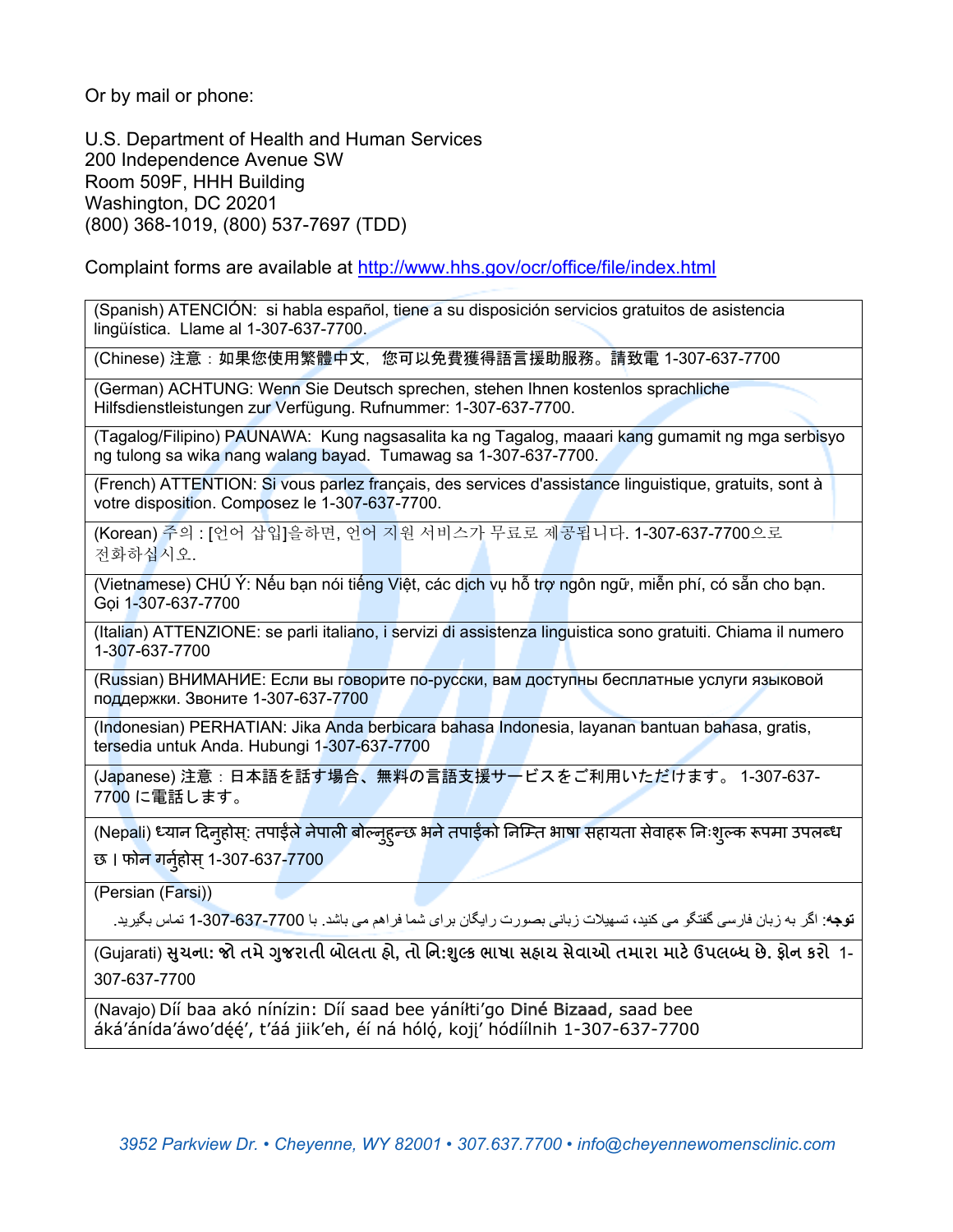Or by mail or phone:

U.S. Department of Health and Human Services
200 Independence Avenue SW
Room 509F, HHH Building
Washington, DC 20201
(800) 368-1019, (800) 537-7697 (TDD)

Complaint forms are available at http://www.hhs.gov/ocr/office/file/index.html

| |
|---|
| (Spanish) ATENCIÓN: si habla español, tiene a su disposición servicios gratuitos de asistencia lingüística. Llame al 1-307-637-7700. |
| (Chinese) 注意：如果您使用繁體中文，您可以免費獲得語言援助服務。請致電 1-307-637-7700 |
| (German) ACHTUNG: Wenn Sie Deutsch sprechen, stehen Ihnen kostenlos sprachliche Hilfsdienstleistungen zur Verfügung. Rufnummer: 1-307-637-7700. |
| (Tagalog/Filipino) PAUNAWA: Kung nagsasalita ka ng Tagalog, maaari kang gumamit ng mga serbisyo ng tulong sa wika nang walang bayad. Tumawag sa 1-307-637-7700. |
| (French) ATTENTION: Si vous parlez français, des services d'assistance linguistique, gratuits, sont à votre disposition. Composez le 1-307-637-7700. |
| (Korean) 주의 : [언어 삽입]을하면, 언어 지원 서비스가 무료로 제공됩니다. 1-307-637-7700으로 전화하십시오. |
| (Vietnamese) CHÚ Ý: Nếu bạn nói tiếng Việt, các dịch vụ hỗ trợ ngôn ngữ, miễn phí, có sẵn cho bạn. Gọi 1-307-637-7700 |
| (Italian) ATTENZIONE: se parli italiano, i servizi di assistenza linguistica sono gratuiti. Chiama il numero 1-307-637-7700 |
| (Russian) ВНИМАНИЕ: Если вы говорите по-русски, вам доступны бесплатные услуги языковой поддержки. Звоните 1-307-637-7700 |
| (Indonesian) PERHATIAN: Jika Anda berbicara bahasa Indonesia, layanan bantuan bahasa, gratis, tersedia untuk Anda. Hubungi 1-307-637-7700 |
| (Japanese) 注意：日本語を話す場合、無料の言語支援サービスをご利用いただけます。 1-307-637-7700 に電話します。 |
| (Nepali) ध्यान दिनुहोस्: तपाईंले नेपाली बोल्नुहुन्छ भने तपाईंको निम्ति भाषा सहायता सेवाहरू निःशुल्क रूपमा उपलब्ध छ । फोन गर्नुहोस् 1-307-637-7700 |
| (Persian (Farsi)) **توجه**: اگر به زبان فارسی گفتگو می کنید، تسهیلات زبانی بصورت رایگان برای شما فراهم می باشد. با 1-307-637-7700 تماس بگیرید. |
| (Gujarati) **સુચના: જો તમે ગુજરાતી બોલતા હો, તો નિ:શુલ્ક ભાષા સહાય સેવાઓ તમારા માટે ઉપલબ્ધ છે. ફોન કરો** 1-307-637-7700 |
| (Navajo) Díí baa akó nínízin: Díí saad bee yáníłti'go **Diné Bizaad**, saad bee áká'ánída'áwo'dę́ę́', t'áá jiik'eh, éí ná hóló, kojį' hódíílnih 1-307-637-7700 |